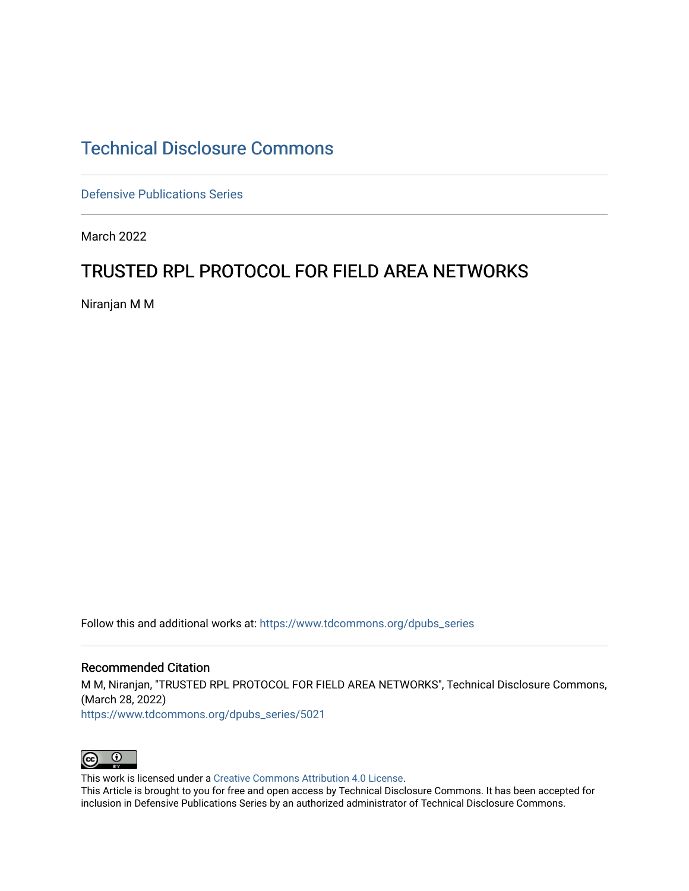# Technical Disclosure Commons

Defensive Publications Series

March 2022

## TRUSTED RPL PROTOCOL FOR FIELD AREA NETWORKS

Niranjan M M

Follow this and additional works at: https://www.tdcommons.org/dpubs_series

### Recommended Citation

M M, Niranjan, "TRUSTED RPL PROTOCOL FOR FIELD AREA NETWORKS", Technical Disclosure Commons, (March 28, 2022)
https://www.tdcommons.org/dpubs_series/5021

This work is licensed under a Creative Commons Attribution 4.0 License.
This Article is brought to you for free and open access by Technical Disclosure Commons. It has been accepted for inclusion in Defensive Publications Series by an authorized administrator of Technical Disclosure Commons.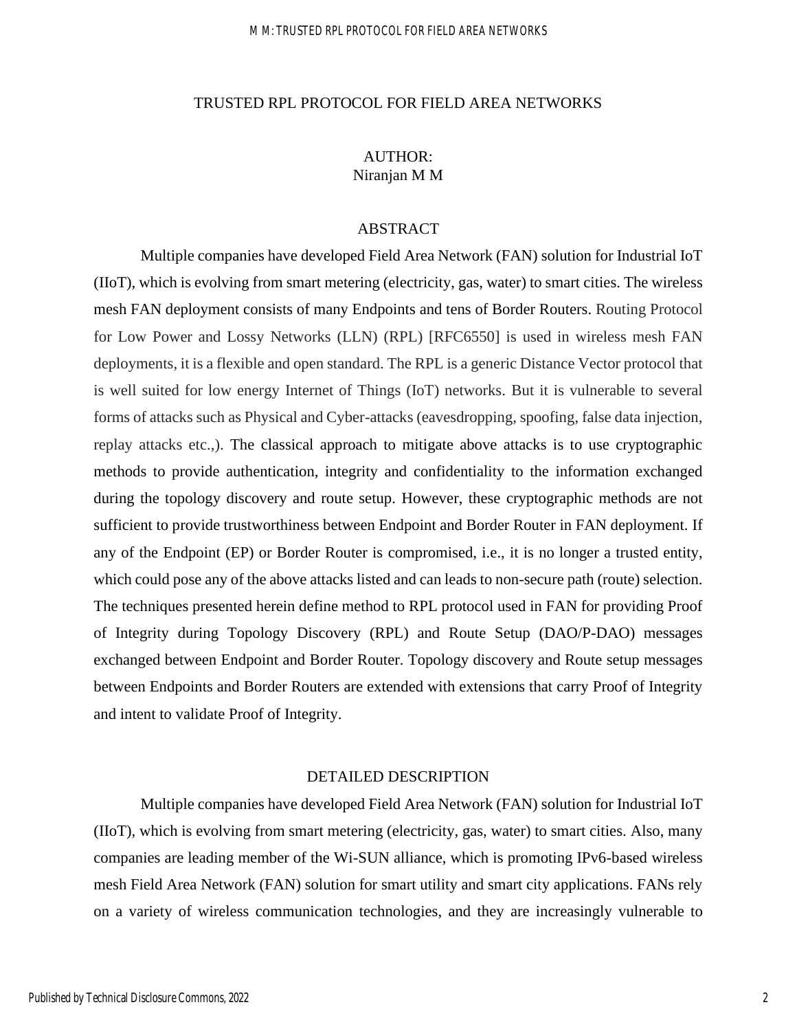# TRUSTED RPL PROTOCOL FOR FIELD AREA NETWORKS

AUTHOR:
Niranjan M M

## ABSTRACT

Multiple companies have developed Field Area Network (FAN) solution for Industrial IoT (IIoT), which is evolving from smart metering (electricity, gas, water) to smart cities. The wireless mesh FAN deployment consists of many Endpoints and tens of Border Routers. Routing Protocol for Low Power and Lossy Networks (LLN) (RPL) [RFC6550] is used in wireless mesh FAN deployments, it is a flexible and open standard. The RPL is a generic Distance Vector protocol that is well suited for low energy Internet of Things (IoT) networks. But it is vulnerable to several forms of attacks such as Physical and Cyber-attacks (eavesdropping, spoofing, false data injection, replay attacks etc.,). The classical approach to mitigate above attacks is to use cryptographic methods to provide authentication, integrity and confidentiality to the information exchanged during the topology discovery and route setup. However, these cryptographic methods are not sufficient to provide trustworthiness between Endpoint and Border Router in FAN deployment. If any of the Endpoint (EP) or Border Router is compromised, i.e., it is no longer a trusted entity, which could pose any of the above attacks listed and can leads to non-secure path (route) selection. The techniques presented herein define method to RPL protocol used in FAN for providing Proof of Integrity during Topology Discovery (RPL) and Route Setup (DAO/P-DAO) messages exchanged between Endpoint and Border Router. Topology discovery and Route setup messages between Endpoints and Border Routers are extended with extensions that carry Proof of Integrity and intent to validate Proof of Integrity.

## DETAILED DESCRIPTION

Multiple companies have developed Field Area Network (FAN) solution for Industrial IoT (IIoT), which is evolving from smart metering (electricity, gas, water) to smart cities. Also, many companies are leading member of the Wi-SUN alliance, which is promoting IPv6-based wireless mesh Field Area Network (FAN) solution for smart utility and smart city applications. FANs rely on a variety of wireless communication technologies, and they are increasingly vulnerable to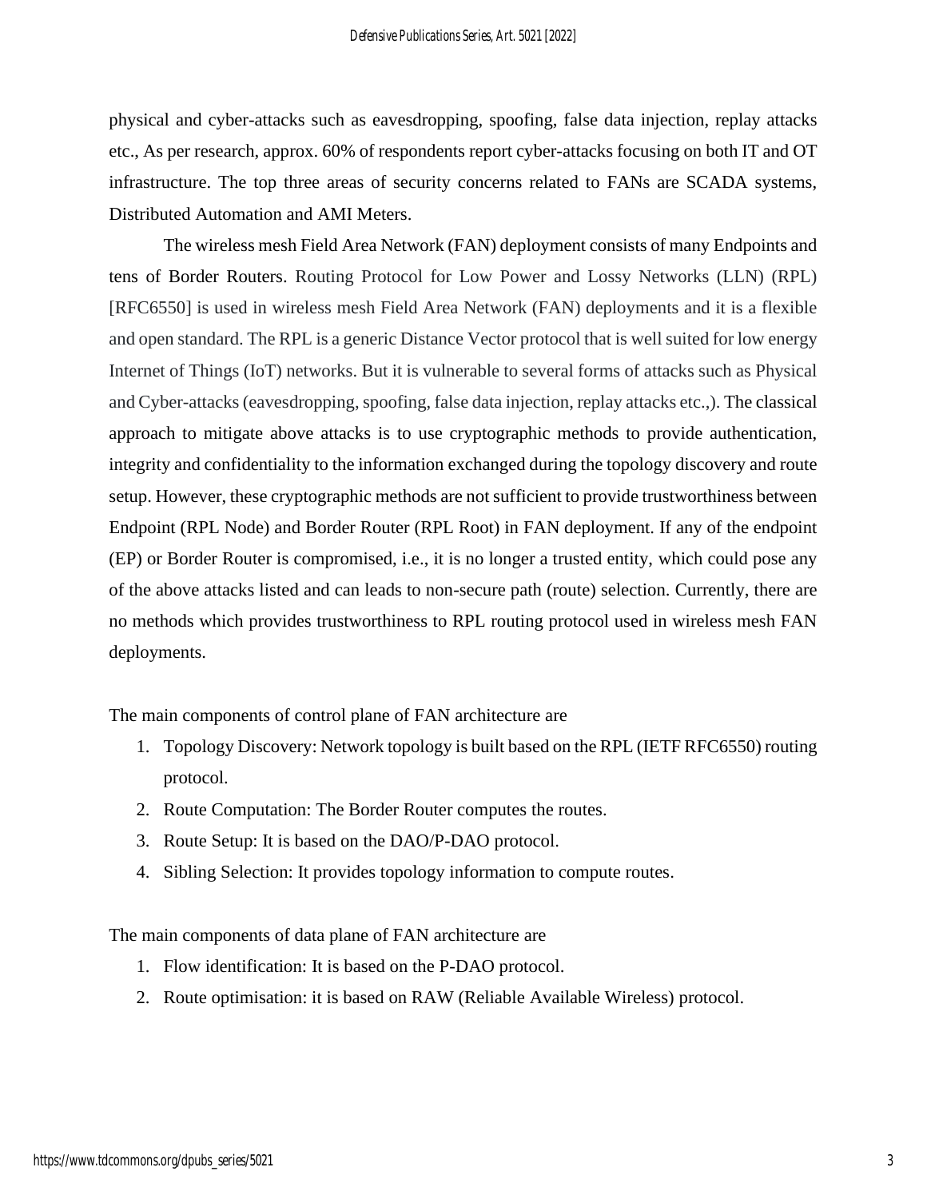physical and cyber-attacks such as eavesdropping, spoofing, false data injection, replay attacks etc., As per research, approx. 60% of respondents report cyber-attacks focusing on both IT and OT infrastructure. The top three areas of security concerns related to FANs are SCADA systems, Distributed Automation and AMI Meters.

The wireless mesh Field Area Network (FAN) deployment consists of many Endpoints and tens of Border Routers. Routing Protocol for Low Power and Lossy Networks (LLN) (RPL) [RFC6550] is used in wireless mesh Field Area Network (FAN) deployments and it is a flexible and open standard. The RPL is a generic Distance Vector protocol that is well suited for low energy Internet of Things (IoT) networks. But it is vulnerable to several forms of attacks such as Physical and Cyber-attacks (eavesdropping, spoofing, false data injection, replay attacks etc.,). The classical approach to mitigate above attacks is to use cryptographic methods to provide authentication, integrity and confidentiality to the information exchanged during the topology discovery and route setup. However, these cryptographic methods are not sufficient to provide trustworthiness between Endpoint (RPL Node) and Border Router (RPL Root) in FAN deployment. If any of the endpoint (EP) or Border Router is compromised, i.e., it is no longer a trusted entity, which could pose any of the above attacks listed and can leads to non-secure path (route) selection. Currently, there are no methods which provides trustworthiness to RPL routing protocol used in wireless mesh FAN deployments.

The main components of control plane of FAN architecture are

1. Topology Discovery: Network topology is built based on the RPL (IETF RFC6550) routing protocol.
2. Route Computation: The Border Router computes the routes.
3. Route Setup: It is based on the DAO/P-DAO protocol.
4. Sibling Selection: It provides topology information to compute routes.

The main components of data plane of FAN architecture are

1. Flow identification: It is based on the P-DAO protocol.
2. Route optimisation: it is based on RAW (Reliable Available Wireless) protocol.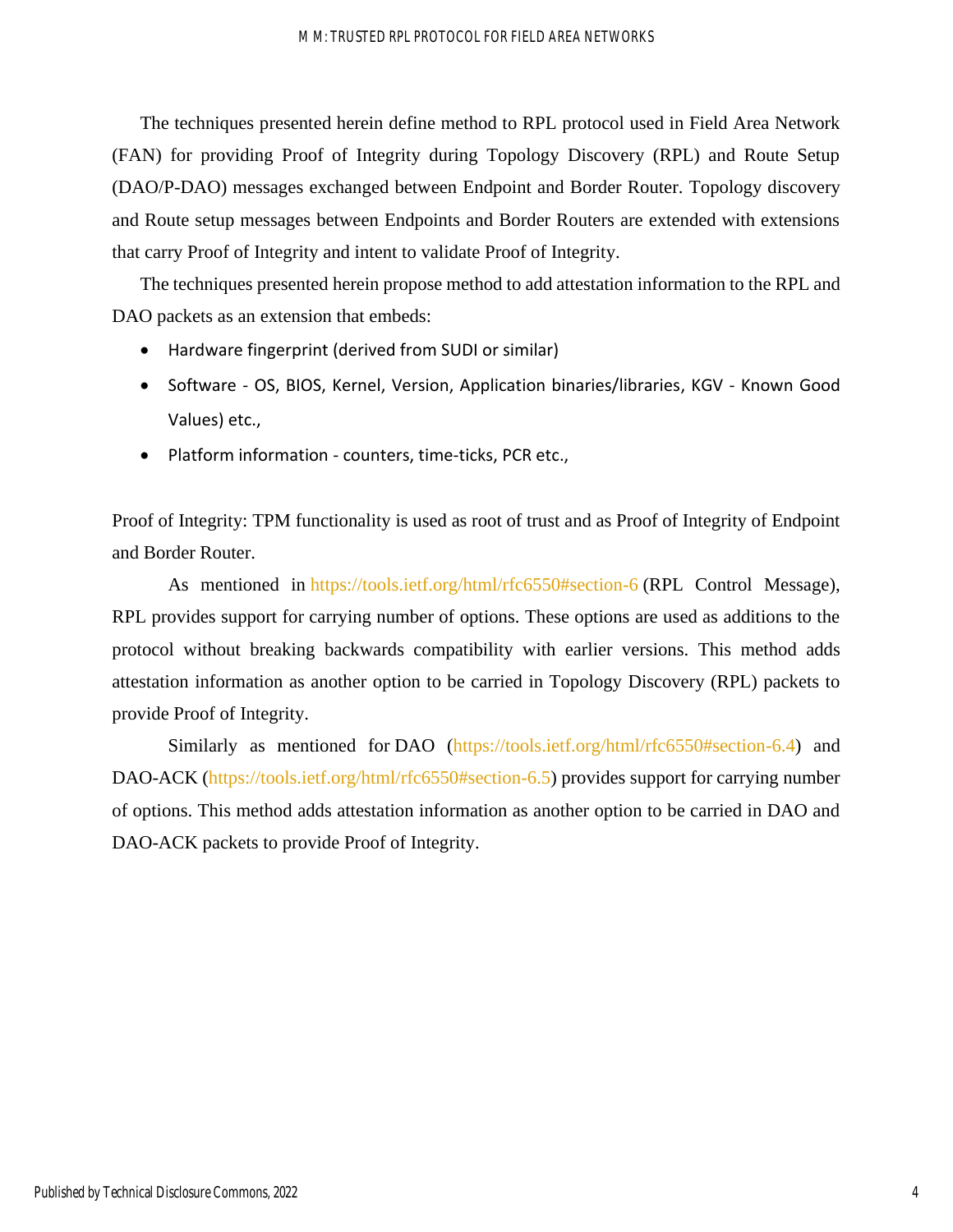The techniques presented herein define method to RPL protocol used in Field Area Network (FAN) for providing Proof of Integrity during Topology Discovery (RPL) and Route Setup (DAO/P-DAO) messages exchanged between Endpoint and Border Router. Topology discovery and Route setup messages between Endpoints and Border Routers are extended with extensions that carry Proof of Integrity and intent to validate Proof of Integrity.

The techniques presented herein propose method to add attestation information to the RPL and DAO packets as an extension that embeds:

- Hardware fingerprint (derived from SUDI or similar)
- Software - OS, BIOS, Kernel, Version, Application binaries/libraries, KGV - Known Good Values) etc.,
- Platform information - counters, time-ticks, PCR etc.,

Proof of Integrity: TPM functionality is used as root of trust and as Proof of Integrity of Endpoint and Border Router.

As mentioned in https://tools.ietf.org/html/rfc6550#section-6 (RPL Control Message), RPL provides support for carrying number of options. These options are used as additions to the protocol without breaking backwards compatibility with earlier versions. This method adds attestation information as another option to be carried in Topology Discovery (RPL) packets to provide Proof of Integrity.

Similarly as mentioned for DAO (https://tools.ietf.org/html/rfc6550#section-6.4) and DAO-ACK (https://tools.ietf.org/html/rfc6550#section-6.5) provides support for carrying number of options. This method adds attestation information as another option to be carried in DAO and DAO-ACK packets to provide Proof of Integrity.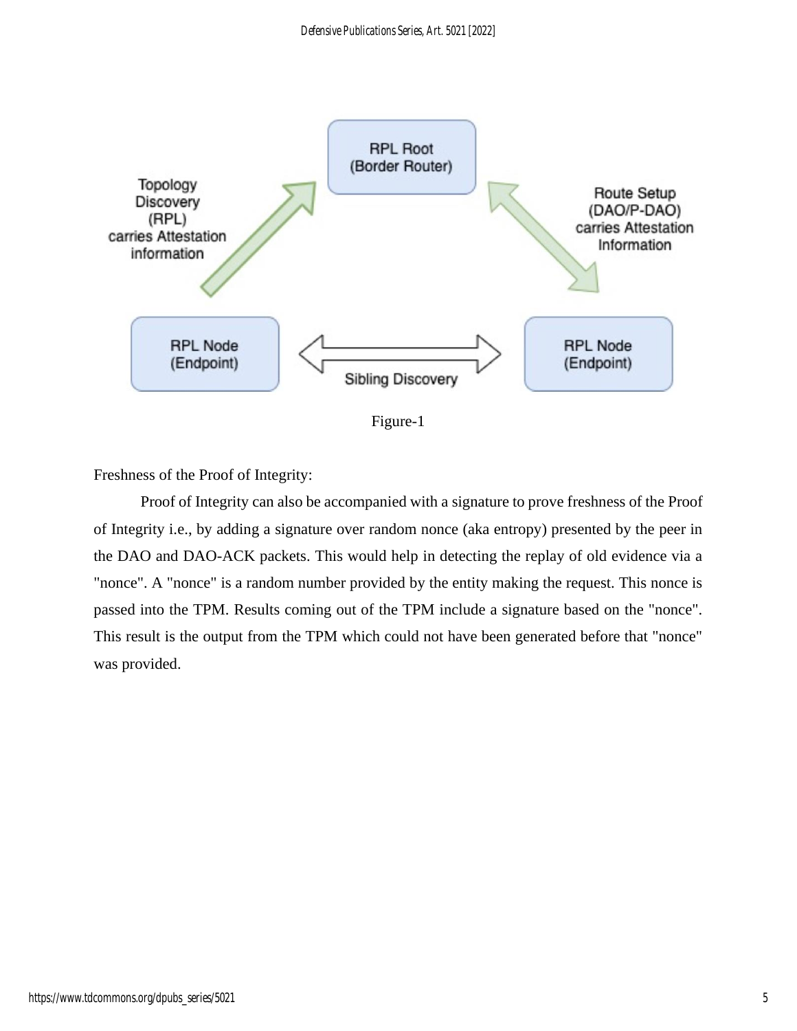Figure-1

Freshness of the Proof of Integrity:

Proof of Integrity can also be accompanied with a signature to prove freshness of the Proof of Integrity i.e., by adding a signature over random nonce (aka entropy) presented by the peer in the DAO and DAO-ACK packets. This would help in detecting the replay of old evidence via a "nonce". A "nonce" is a random number provided by the entity making the request. This nonce is passed into the TPM. Results coming out of the TPM include a signature based on the "nonce". This result is the output from the TPM which could not have been generated before that "nonce" was provided.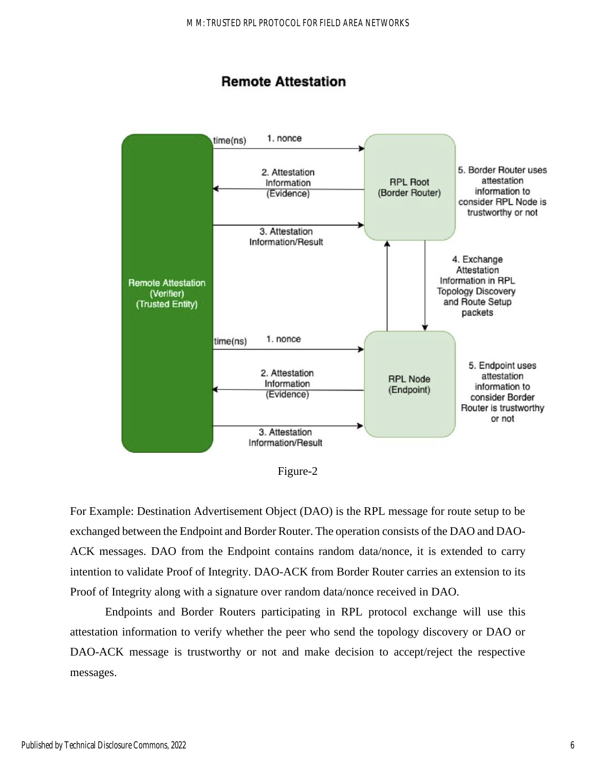## Remote Attestation

Remote Attestation (Verifier) (Trusted Entity)

time(ns) 1. nonce

2. Attestation Information (Evidence)

3. Attestation Information/Result

RPL Root (Border Router)

5. Border Router uses attestation information to consider RPL Node is trustworthy or not

4. Exchange Attestation Information in RPL Topology Discovery and Route Setup packets

time(ns) 1. nonce

2. Attestation Information (Evidence)

3. Attestation Information/Result

RPL Node (Endpoint)

5. Endpoint uses attestation information to consider Border Router is trustworthy or not

Figure-2

For Example: Destination Advertisement Object (DAO) is the RPL message for route setup to be exchanged between the Endpoint and Border Router. The operation consists of the DAO and DAO-ACK messages. DAO from the Endpoint contains random data/nonce, it is extended to carry intention to validate Proof of Integrity. DAO-ACK from Border Router carries an extension to its Proof of Integrity along with a signature over random data/nonce received in DAO.

Endpoints and Border Routers participating in RPL protocol exchange will use this attestation information to verify whether the peer who send the topology discovery or DAO or DAO-ACK message is trustworthy or not and make decision to accept/reject the respective messages.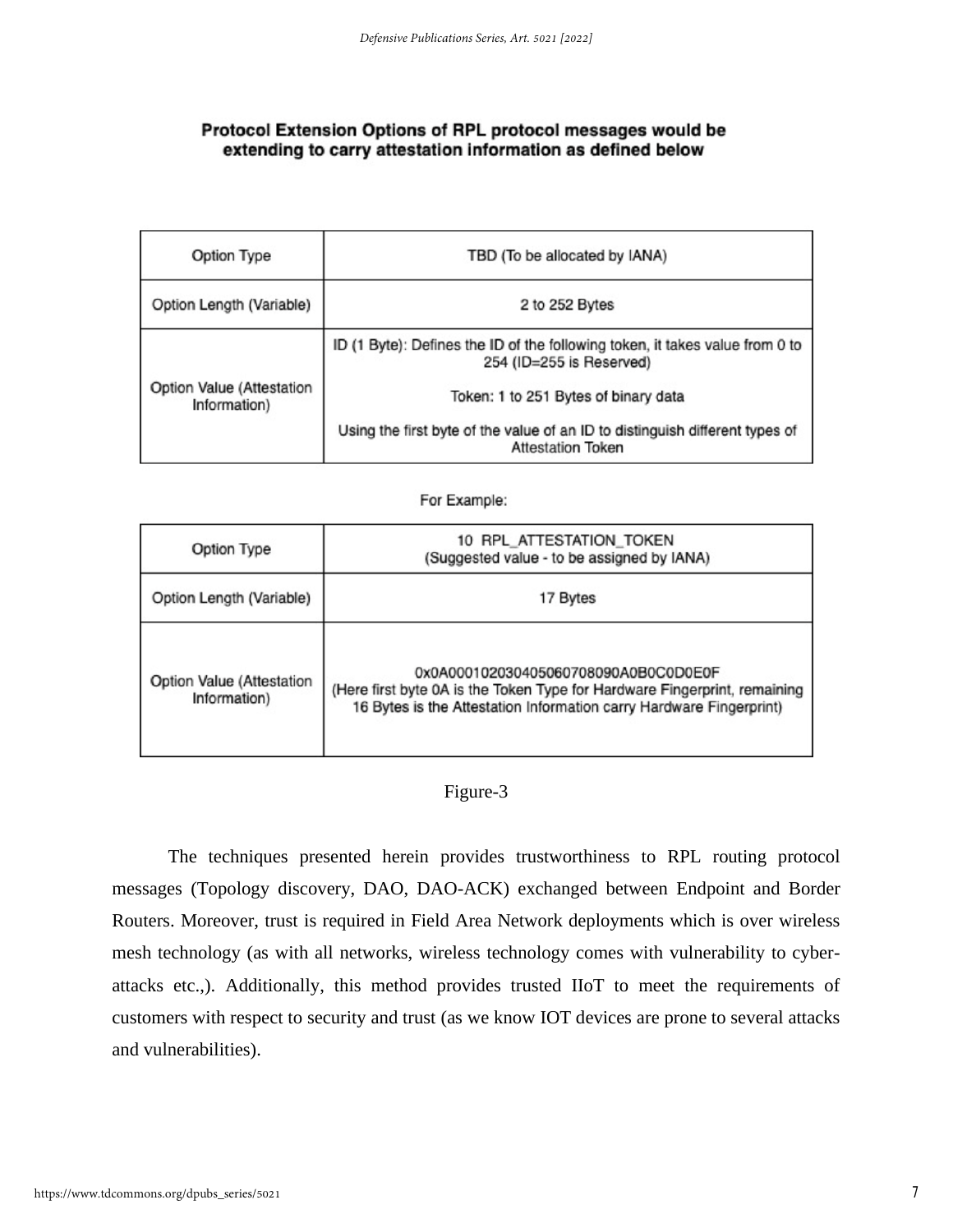**Protocol Extension Options of RPL protocol messages would be extending to carry attestation information as defined below**

| | |
|---|---|
| Option Type | TBD (To be allocated by IANA) |
| Option Length (Variable) | 2 to 252 Bytes |
| Option Value (Attestation Information) | ID (1 Byte): Defines the ID of the following token, it takes value from 0 to 254 (ID=255 is Reserved)<br><br>Token: 1 to 251 Bytes of binary data<br><br>Using the first byte of the value of an ID to distinguish different types of Attestation Token |

For Example:

| | |
|---|---|
| Option Type | 10 RPL_ATTESTATION_TOKEN<br>(Suggested value - to be assigned by IANA) |
| Option Length (Variable) | 17 Bytes |
| Option Value (Attestation Information) | 0x0A000102030405060708090A0B0C0D0E0F<br>(Here first byte 0A is the Token Type for Hardware Fingerprint, remaining 16 Bytes is the Attestation Information carry Hardware Fingerprint) |

Figure-3

The techniques presented herein provides trustworthiness to RPL routing protocol messages (Topology discovery, DAO, DAO-ACK) exchanged between Endpoint and Border Routers. Moreover, trust is required in Field Area Network deployments which is over wireless mesh technology (as with all networks, wireless technology comes with vulnerability to cyber-attacks etc.,). Additionally, this method provides trusted IIoT to meet the requirements of customers with respect to security and trust (as we know IOT devices are prone to several attacks and vulnerabilities).